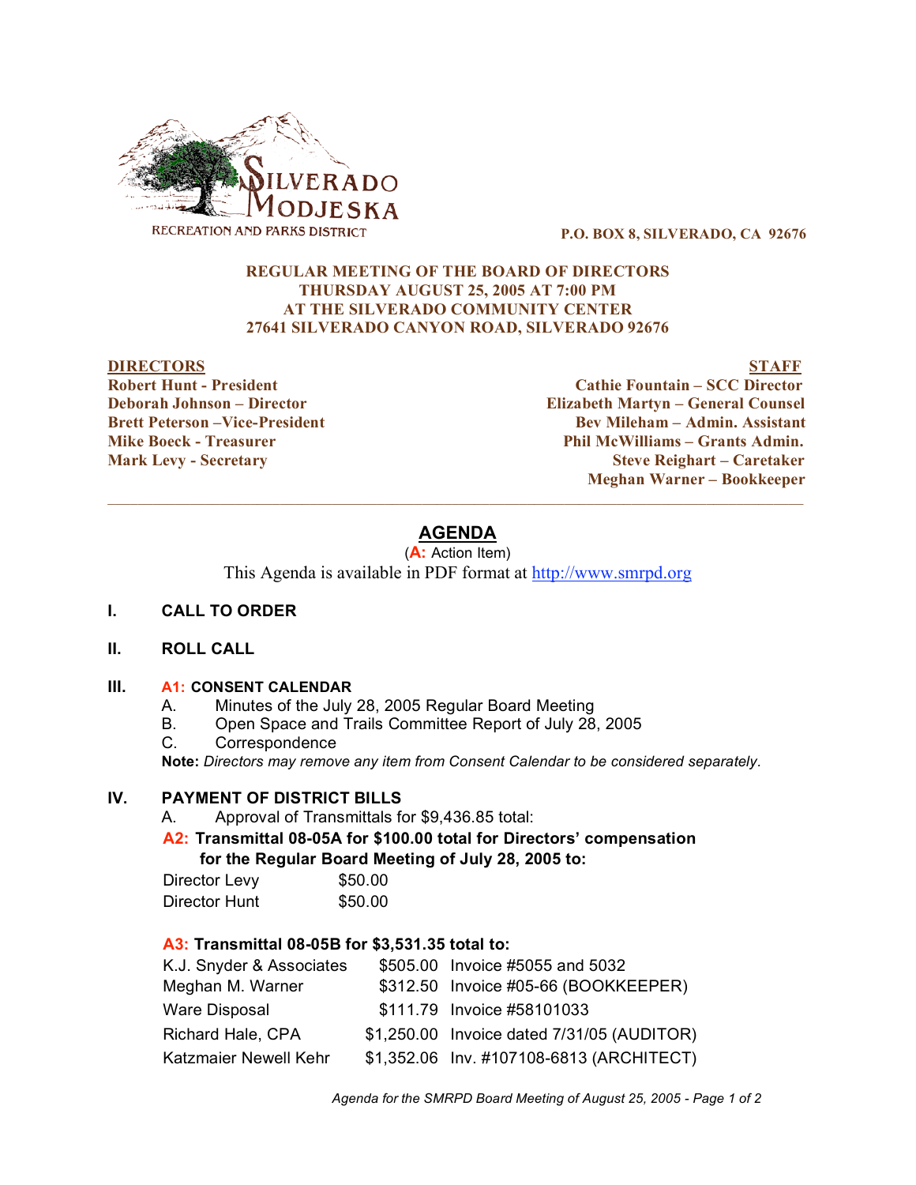SILVERADO MODJESKA
RECREATION AND PARKS DISTRICT

P.O. BOX 8, SILVERADO, CA 92676

**REGULAR MEETING OF THE BOARD OF DIRECTORS**
**THURSDAY AUGUST 25, 2005 AT 7:00 PM**
**AT THE SILVERADO COMMUNITY CENTER**
**27641 SILVERADO CANYON ROAD, SILVERADO 92676**

| DIRECTORS | STAFF |
|---|---|
| Robert Hunt - President | Cathie Fountain – SCC Director |
| Deborah Johnson – Director | Elizabeth Martyn – General Counsel |
| Brett Peterson –Vice-President | Bev Mileham – Admin. Assistant |
| Mike Boeck - Treasurer | Phil McWilliams – Grants Admin. |
| Mark Levy - Secretary | Steve Reighart – Caretaker |
| | Meghan Warner – Bookkeeper |

# AGENDA

(**A:** Action Item)

This Agenda is available in PDF format at http://www.smrpd.org

## I. CALL TO ORDER

## II. ROLL CALL

## III. A1: CONSENT CALENDAR

A. Minutes of the July 28, 2005 Regular Board Meeting
B. Open Space and Trails Committee Report of July 28, 2005
C. Correspondence

**Note:** *Directors may remove any item from Consent Calendar to be considered separately.*

## IV. PAYMENT OF DISTRICT BILLS

A. Approval of Transmittals for $9,436.85 total:

**A2: Transmittal 08-05A for $100.00 total for Directors' compensation for the Regular Board Meeting of July 28, 2005 to:**

| | |
|---|---|
| Director Levy | $50.00 |
| Director Hunt | $50.00 |

**A3: Transmittal 08-05B for $3,531.35 total to:**

| | | |
|---|---|---|
| K.J. Snyder & Associates | $505.00 | Invoice #5055 and 5032 |
| Meghan M. Warner | $312.50 | Invoice #05-66 (BOOKKEEPER) |
| Ware Disposal | $111.79 | Invoice #58101033 |
| Richard Hale, CPA | $1,250.00 | Invoice dated 7/31/05 (AUDITOR) |
| Katzmaier Newell Kehr | $1,352.06 | Inv. #107108-6813 (ARCHITECT) |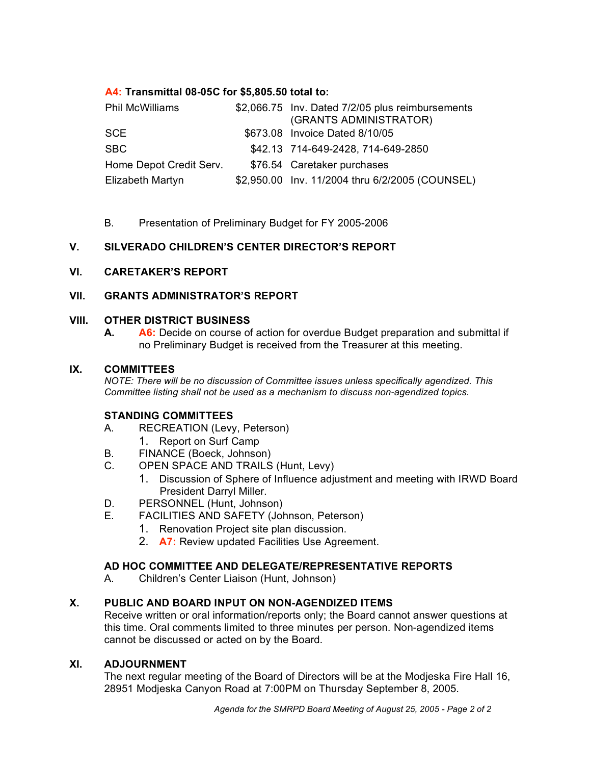**A4: Transmittal 08-05C for $5,805.50 total to:**

| | | |
|---|---|---|
| Phil McWilliams | $2,066.75 | Inv. Dated 7/2/05 plus reimbursements (GRANTS ADMINISTRATOR) |
| SCE | $673.08 | Invoice Dated 8/10/05 |
| SBC | $42.13 | 714-649-2428, 714-649-2850 |
| Home Depot Credit Serv. | $76.54 | Caretaker purchases |
| Elizabeth Martyn | $2,950.00 | Inv. 11/2004 thru 6/2/2005 (COUNSEL) |

B. Presentation of Preliminary Budget for FY 2005-2006

## V. SILVERADO CHILDREN'S CENTER DIRECTOR'S REPORT

## VI. CARETAKER'S REPORT

## VII. GRANTS ADMINISTRATOR'S REPORT

## VIII. OTHER DISTRICT BUSINESS

**A.** A6: Decide on course of action for overdue Budget preparation and submittal if no Preliminary Budget is received from the Treasurer at this meeting.

## IX. COMMITTEES

*NOTE: There will be no discussion of Committee issues unless specifically agendized. This Committee listing shall not be used as a mechanism to discuss non-agendized topics.*

### STANDING COMMITTEES

A. RECREATION (Levy, Peterson)
   1. Report on Surf Camp

B. FINANCE (Boeck, Johnson)

C. OPEN SPACE AND TRAILS (Hunt, Levy)
   1. Discussion of Sphere of Influence adjustment and meeting with IRWD Board President Darryl Miller.

D. PERSONNEL (Hunt, Johnson)

E. FACILITIES AND SAFETY (Johnson, Peterson)
   1. Renovation Project site plan discussion.
   2. A7: Review updated Facilities Use Agreement.

### AD HOC COMMITTEE AND DELEGATE/REPRESENTATIVE REPORTS

A. Children's Center Liaison (Hunt, Johnson)

## X. PUBLIC AND BOARD INPUT ON NON-AGENDIZED ITEMS

Receive written or oral information/reports only; the Board cannot answer questions at this time. Oral comments limited to three minutes per person. Non-agendized items cannot be discussed or acted on by the Board.

## XI. ADJOURNMENT

The next regular meeting of the Board of Directors will be at the Modjeska Fire Hall 16, 28951 Modjeska Canyon Road at 7:00PM on Thursday September 8, 2005.